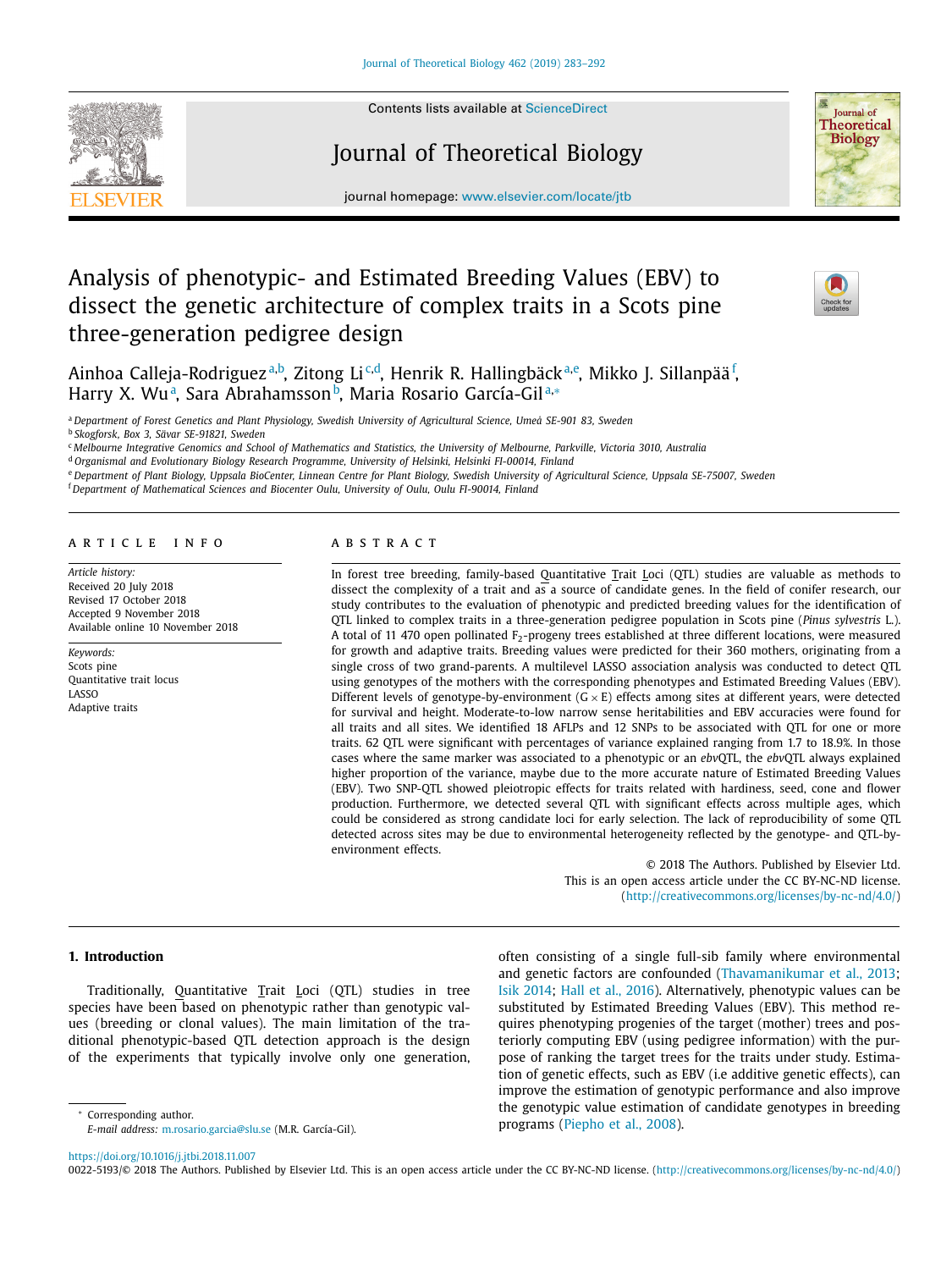# Analysis of phenotypic- and Estimated Breeding Values (EBV) to dissect the genetic architecture of complex traits in a Scots pine three-generation pedigree design

Ainhoa Calleja-Rodriguez[a,b], Zitong Li[c,d], Henrik R. Hallingbäck[a,e], Mikko J. Sillanpää[f], Harry X. Wu[a], Sara Abrahamsson[b], Maria Rosario García-Gil[a,*]

[a] Department of Forest Genetics and Plant Physiology, Swedish University of Agricultural Science, Umeå SE-901 83, Sweden
[b] Skogforsk, Box 3, Sävar SE-91821, Sweden
[c] Melbourne Integrative Genomics and School of Mathematics and Statistics, the University of Melbourne, Parkville, Victoria 3010, Australia
[d] Organismal and Evolutionary Biology Research Programme, University of Helsinki, Helsinki FI-00014, Finland
[e] Department of Plant Biology, Uppsala BioCenter, Linnean Centre for Plant Biology, Swedish University of Agricultural Science, Uppsala SE-75007, Sweden
[f] Department of Mathematical Sciences and Biocenter Oulu, University of Oulu, Oulu FI-90014, Finland

## ARTICLE INFO

*Article history:*
Received 20 July 2018
Revised 17 October 2018
Accepted 9 November 2018
Available online 10 November 2018

*Keywords:*
Scots pine
Quantitative trait locus
LASSO
Adaptive traits

## ABSTRACT

In forest tree breeding, family-based Quantitative Trait Loci (QTL) studies are valuable as methods to dissect the complexity of a trait and as a source of candidate genes. In the field of conifer research, our study contributes to the evaluation of phenotypic and predicted breeding values for the identification of QTL linked to complex traits in a three-generation pedigree population in Scots pine (*Pinus sylvestris* L.). A total of 11 470 open pollinated $F_2$-progeny trees established at three different locations, were measured for growth and adaptive traits. Breeding values were predicted for their 360 mothers, originating from a single cross of two grand-parents. A multilevel LASSO association analysis was conducted to detect QTL using genotypes of the mothers with the corresponding phenotypes and Estimated Breeding Values (EBV). Different levels of genotype-by-environment (G × E) effects among sites at different years, were detected for survival and height. Moderate-to-low narrow sense heritabilities and EBV accuracies were found for all traits and all sites. We identified 18 AFLPs and 12 SNPs to be associated with QTL for one or more traits. 62 QTL were significant with percentages of variance explained ranging from 1.7 to 18.9%. In those cases where the same marker was associated to a phenotypic or an *ebv*QTL, the *ebv*QTL always explained higher proportion of the variance, maybe due to the more accurate nature of Estimated Breeding Values (EBV). Two SNP-QTL showed pleiotropic effects for traits related with hardiness, seed, cone and flower production. Furthermore, we detected several QTL with significant effects across multiple ages, which could be considered as strong candidate loci for early selection. The lack of reproducibility of some QTL detected across sites may be due to environmental heterogeneity reflected by the genotype- and QTL-by-environment effects.

© 2018 The Authors. Published by Elsevier Ltd.
This is an open access article under the CC BY-NC-ND license.
(http://creativecommons.org/licenses/by-nc-nd/4.0/)

## 1. Introduction

Traditionally, Quantitative Trait Loci (QTL) studies in tree species have been based on phenotypic rather than genotypic values (breeding or clonal values). The main limitation of the traditional phenotypic-based QTL detection approach is the design of the experiments that typically involve only one generation, often consisting of a single full-sib family where environmental and genetic factors are confounded (Thavamanikumar et al., 2013; Isik 2014; Hall et al., 2016). Alternatively, phenotypic values can be substituted by Estimated Breeding Values (EBV). This method requires phenotyping progenies of the target (mother) trees and posteriorly computing EBV (using pedigree information) with the purpose of ranking the target trees for the traits under study. Estimation of genetic effects, such as EBV (i.e additive genetic effects), can improve the estimation of genotypic performance and also improve the genotypic value estimation of candidate genotypes in breeding programs (Piepho et al., 2008).

* Corresponding author.
*E-mail address:* m.rosario.garcia@slu.se (M.R. García-Gil).

https://doi.org/10.1016/j.jtbi.2018.11.007
0022-5193/© 2018 The Authors. Published by Elsevier Ltd. This is an open access article under the CC BY-NC-ND license. (http://creativecommons.org/licenses/by-nc-nd/4.0/)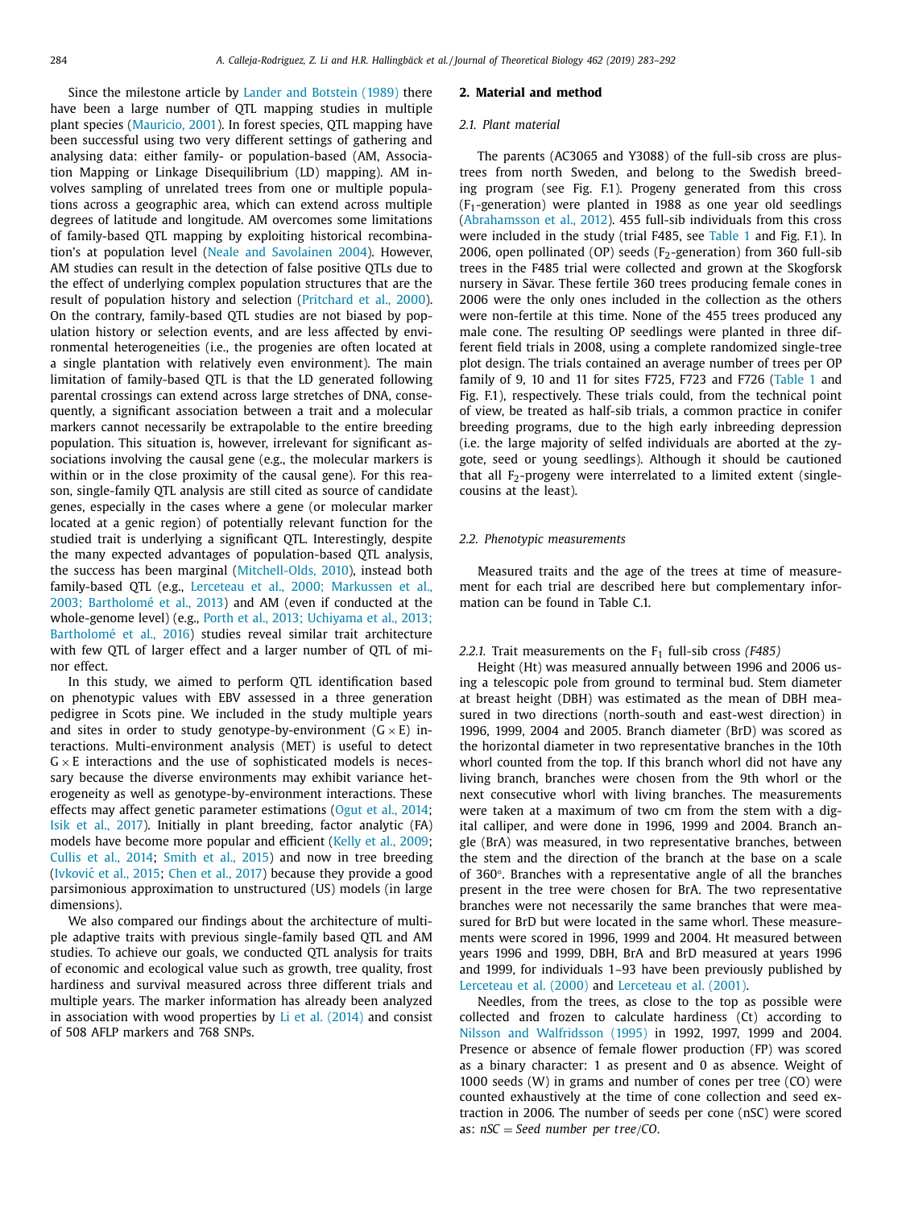Since the milestone article by Lander and Botstein (1989) there have been a large number of QTL mapping studies in multiple plant species (Mauricio, 2001). In forest species, QTL mapping have been successful using two very different settings of gathering and analysing data: either family- or population-based (AM, Association Mapping or Linkage Disequilibrium (LD) mapping). AM involves sampling of unrelated trees from one or multiple populations across a geographic area, which can extend across multiple degrees of latitude and longitude. AM overcomes some limitations of family-based QTL mapping by exploiting historical recombination's at population level (Neale and Savolainen 2004). However, AM studies can result in the detection of false positive QTLs due to the effect of underlying complex population structures that are the result of population history and selection (Pritchard et al., 2000). On the contrary, family-based QTL studies are not biased by population history or selection events, and are less affected by environmental heterogeneities (i.e., the progenies are often located at a single plantation with relatively even environment). The main limitation of family-based QTL is that the LD generated following parental crossings can extend across large stretches of DNA, consequently, a significant association between a trait and a molecular markers cannot necessarily be extrapolable to the entire breeding population. This situation is, however, irrelevant for significant associations involving the causal gene (e.g., the molecular markers is within or in the close proximity of the causal gene). For this reason, single-family QTL analysis are still cited as source of candidate genes, especially in the cases where a gene (or molecular marker located at a genic region) of potentially relevant function for the studied trait is underlying a significant QTL. Interestingly, despite the many expected advantages of population-based QTL analysis, the success has been marginal (Mitchell-Olds, 2010), instead both family-based QTL (e.g., Lerceteau et al., 2000; Markussen et al., 2003; Bartholomé et al., 2013) and AM (even if conducted at the whole-genome level) (e.g., Porth et al., 2013; Uchiyama et al., 2013; Bartholomé et al., 2016) studies reveal similar trait architecture with few QTL of larger effect and a larger number of QTL of minor effect.

In this study, we aimed to perform QTL identification based on phenotypic values with EBV assessed in a three generation pedigree in Scots pine. We included in the study multiple years and sites in order to study genotype-by-environment (G × E) interactions. Multi-environment analysis (MET) is useful to detect G × E interactions and the use of sophisticated models is necessary because the diverse environments may exhibit variance heterogeneity as well as genotype-by-environment interactions. These effects may affect genetic parameter estimations (Ogut et al., 2014; Isik et al., 2017). Initially in plant breeding, factor analytic (FA) models have become more popular and efficient (Kelly et al., 2009; Cullis et al., 2014; Smith et al., 2015) and now in tree breeding (Ivković et al., 2015; Chen et al., 2017) because they provide a good parsimonious approximation to unstructured (US) models (in large dimensions).

We also compared our findings about the architecture of multiple adaptive traits with previous single-family based QTL and AM studies. To achieve our goals, we conducted QTL analysis for traits of economic and ecological value such as growth, tree quality, frost hardiness and survival measured across three different trials and multiple years. The marker information has already been analyzed in association with wood properties by Li et al. (2014) and consist of 508 AFLP markers and 768 SNPs.

## 2. Material and method

### 2.1. Plant material

The parents (AC3065 and Y3088) of the full-sib cross are plus-trees from north Sweden, and belong to the Swedish breeding program (see Fig. F.1). Progeny generated from this cross ($F_1$-generation) were planted in 1988 as one year old seedlings (Abrahamsson et al., 2012). 455 full-sib individuals from this cross were included in the study (trial F485, see Table 1 and Fig. F.1). In 2006, open pollinated (OP) seeds ($F_2$-generation) from 360 full-sib trees in the F485 trial were collected and grown at the Skogforsk nursery in Sävar. These fertile 360 trees producing female cones in 2006 were the only ones included in the collection as the others were non-fertile at this time. None of the 455 trees produced any male cone. The resulting OP seedlings were planted in three different field trials in 2008, using a complete randomized single-tree plot design. The trials contained an average number of trees per OP family of 9, 10 and 11 for sites F725, F723 and F726 (Table 1 and Fig. F.1), respectively. These trials could, from the technical point of view, be treated as half-sib trials, a common practice in conifer breeding programs, due to the high early inbreeding depression (i.e. the large majority of selfed individuals are aborted at the zygote, seed or young seedlings). Although it should be cautioned that all $F_2$-progeny were interrelated to a limited extent (single-cousins at the least).

### 2.2. Phenotypic measurements

Measured traits and the age of the trees at time of measurement for each trial are described here but complementary information can be found in Table C.1.

#### 2.2.1. Trait measurements on the $F_1$ full-sib cross *(F485)*

Height (Ht) was measured annually between 1996 and 2006 using a telescopic pole from ground to terminal bud. Stem diameter at breast height (DBH) was estimated as the mean of DBH measured in two directions (north-south and east-west direction) in 1996, 1999, 2004 and 2005. Branch diameter (BrD) was scored as the horizontal diameter in two representative branches in the 10th whorl counted from the top. If this branch whorl did not have any living branch, branches were chosen from the 9th whorl or the next consecutive whorl with living branches. The measurements were taken at a maximum of two cm from the stem with a digital calliper, and were done in 1996, 1999 and 2004. Branch angle (BrA) was measured, in two representative branches, between the stem and the direction of the branch at the base on a scale of 360°. Branches with a representative angle of all the branches present in the tree were chosen for BrA. The two representative branches were not necessarily the same branches that were measured for BrD but were located in the same whorl. These measurements were scored in 1996, 1999 and 2004. Ht measured between years 1996 and 1999, DBH, BrA and BrD measured at years 1996 and 1999, for individuals 1–93 have been previously published by Lerceteau et al. (2000) and Lerceteau et al. (2001).

Needles, from the trees, as close to the top as possible were collected and frozen to calculate hardiness (Ct) according to Nilsson and Walfridsson (1995) in 1992, 1997, 1999 and 2004. Presence or absence of female flower production (FP) was scored as a binary character: 1 as present and 0 as absence. Weight of 1000 seeds (W) in grams and number of cones per tree (CO) were counted exhaustively at the time of cone collection and seed extraction in 2006. The number of seeds per cone (nSC) were scored as: $nSC = Seed\ number\ per\ tree/CO$.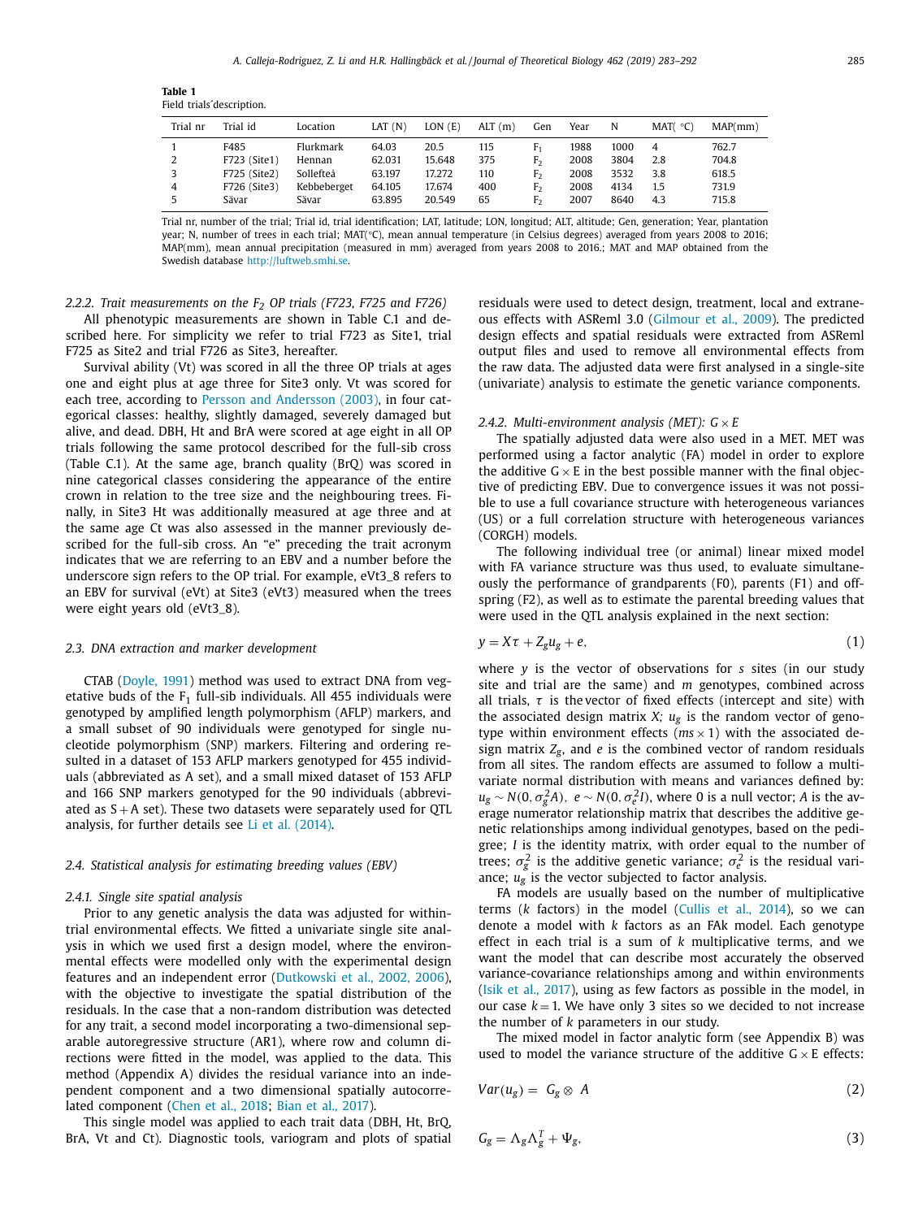**Table 1**
Field trials´description.

| Trial nr | Trial id | Location | LAT (N) | LON (E) | ALT (m) | Gen | Year | N | MAT( °C) | MAP(mm) |
|---|---|---|---|---|---|---|---|---|---|---|
| 1 | F485 | Flurkmark | 64.03 | 20.5 | 115 | $F_1$ | 1988 | 1000 | 4 | 762.7 |
| 2 | F723 (Site1) | Hennan | 62.031 | 15.648 | 375 | $F_2$ | 2008 | 3804 | 2.8 | 704.8 |
| 3 | F725 (Site2) | Sollefteå | 63.197 | 17.272 | 110 | $F_2$ | 2008 | 3532 | 3.8 | 618.5 |
| 4 | F726 (Site3) | Kebbeberget | 64.105 | 17.674 | 400 | $F_2$ | 2008 | 4134 | 1.5 | 731.9 |
| 5 | Sävar | Sävar | 63.895 | 20.549 | 65 | $F_2$ | 2007 | 8640 | 4.3 | 715.8 |

Trial nr, number of the trial; Trial id, trial identification; LAT, latitude; LON, longitud; ALT, altitude; Gen, generation; Year, plantation year; N, number of trees in each trial; MAT(°C), mean annual temperature (in Celsius degrees) averaged from years 2008 to 2016; MAP(mm), mean annual precipitation (measured in mm) averaged from years 2008 to 2016.; MAT and MAP obtained from the Swedish database http://luftweb.smhi.se.

#### 2.2.2. Trait measurements on the $F_2$ OP trials (F723, F725 and F726)

All phenotypic measurements are shown in Table C.1 and described here. For simplicity we refer to trial F723 as Site1, trial F725 as Site2 and trial F726 as Site3, hereafter.

Survival ability (Vt) was scored in all the three OP trials at ages one and eight plus at age three for Site3 only. Vt was scored for each tree, according to Persson and Andersson (2003), in four categorical classes: healthy, slightly damaged, severely damaged but alive, and dead. DBH, Ht and BrA were scored at age eight in all OP trials following the same protocol described for the full-sib cross (Table C.1). At the same age, branch quality (BrQ) was scored in nine categorical classes considering the appearance of the entire crown in relation to the tree size and the neighbouring trees. Finally, in Site3 Ht was additionally measured at age three and at the same age Ct was also assessed in the manner previously described for the full-sib cross. An "e" preceding the trait acronym indicates that we are referring to an EBV and a number before the underscore sign refers to the OP trial. For example, eVt3_8 refers to an EBV for survival (eVt) at Site3 (eVt3) measured when the trees were eight years old (eVt3_8).

### 2.3. DNA extraction and marker development

CTAB (Doyle, 1991) method was used to extract DNA from vegetative buds of the $F_1$ full-sib individuals. All 455 individuals were genotyped by amplified length polymorphism (AFLP) markers, and a small subset of 90 individuals were genotyped for single nucleotide polymorphism (SNP) markers. Filtering and ordering resulted in a dataset of 153 AFLP markers genotyped for 455 individuals (abbreviated as A set), and a small mixed dataset of 153 AFLP and 166 SNP markers genotyped for the 90 individuals (abbreviated as S + A set). These two datasets were separately used for QTL analysis, for further details see Li et al. (2014).

### 2.4. Statistical analysis for estimating breeding values (EBV)

#### 2.4.1. Single site spatial analysis

Prior to any genetic analysis the data was adjusted for within-trial environmental effects. We fitted a univariate single site analysis in which we used first a design model, where the environmental effects were modelled only with the experimental design features and an independent error (Dutkowski et al., 2002, 2006), with the objective to investigate the spatial distribution of the residuals. In the case that a non-random distribution was detected for any trait, a second model incorporating a two-dimensional separable autoregressive structure (AR1), where row and column directions were fitted in the model, was applied to the data. This method (Appendix A) divides the residual variance into an independent component and a two dimensional spatially autocorrelated component (Chen et al., 2018; Bian et al., 2017).

This single model was applied to each trait data (DBH, Ht, BrQ, BrA, Vt and Ct). Diagnostic tools, variogram and plots of spatial residuals were used to detect design, treatment, local and extraneous effects with ASReml 3.0 (Gilmour et al., 2009). The predicted design effects and spatial residuals were extracted from ASReml output files and used to remove all environmental effects from the raw data. The adjusted data were first analysed in a single-site (univariate) analysis to estimate the genetic variance components.

#### 2.4.2. Multi-environment analysis (MET): G × E

The spatially adjusted data were also used in a MET. MET was performed using a factor analytic (FA) model in order to explore the additive G × E in the best possible manner with the final objective of predicting EBV. Due to convergence issues it was not possible to use a full covariance structure with heterogeneous variances (US) or a full correlation structure with heterogeneous variances (CORGH) models.

The following individual tree (or animal) linear mixed model with FA variance structure was thus used, to evaluate simultaneously the performance of grandparents (F0), parents (F1) and offspring (F2), as well as to estimate the parental breeding values that were used in the QTL analysis explained in the next section:

$$y = X\tau + Z_g u_g + e, \tag{1}$$

where $y$ is the vector of observations for $s$ sites (in our study site and trial are the same) and $m$ genotypes, combined across all trials, $\tau$ is the vector of fixed effects (intercept and site) with the associated design matrix $X$; $u_g$ is the random vector of genotype within environment effects $(ms \times 1)$ with the associated design matrix $Z_g$, and $e$ is the combined vector of random residuals from all sites. The random effects are assumed to follow a multivariate normal distribution with means and variances defined by: $u_g \sim N(0, \sigma_g^2 A),\ e \sim N(0, \sigma_e^2 I)$, where 0 is a null vector; $A$ is the average numerator relationship matrix that describes the additive genetic relationships among individual genotypes, based on the pedigree; $I$ is the identity matrix, with order equal to the number of trees; $\sigma_g^2$ is the additive genetic variance; $\sigma_e^2$ is the residual variance; $u_g$ is the vector subjected to factor analysis.

FA models are usually based on the number of multiplicative terms ($k$ factors) in the model (Cullis et al., 2014), so we can denote a model with $k$ factors as an FA$k$ model. Each genotype effect in each trial is a sum of $k$ multiplicative terms, and we want the model that can describe most accurately the observed variance-covariance relationships among and within environments (Isik et al., 2017), using as few factors as possible in the model, in our case $k = 1$. We have only 3 sites so we decided to not increase the number of $k$ parameters in our study.

The mixed model in factor analytic form (see Appendix B) was used to model the variance structure of the additive G × E effects:

$$Var(u_g) = G_g \otimes A \tag{2}$$

$$G_g = \Lambda_g \Lambda_g^T + \Psi_g, \tag{3}$$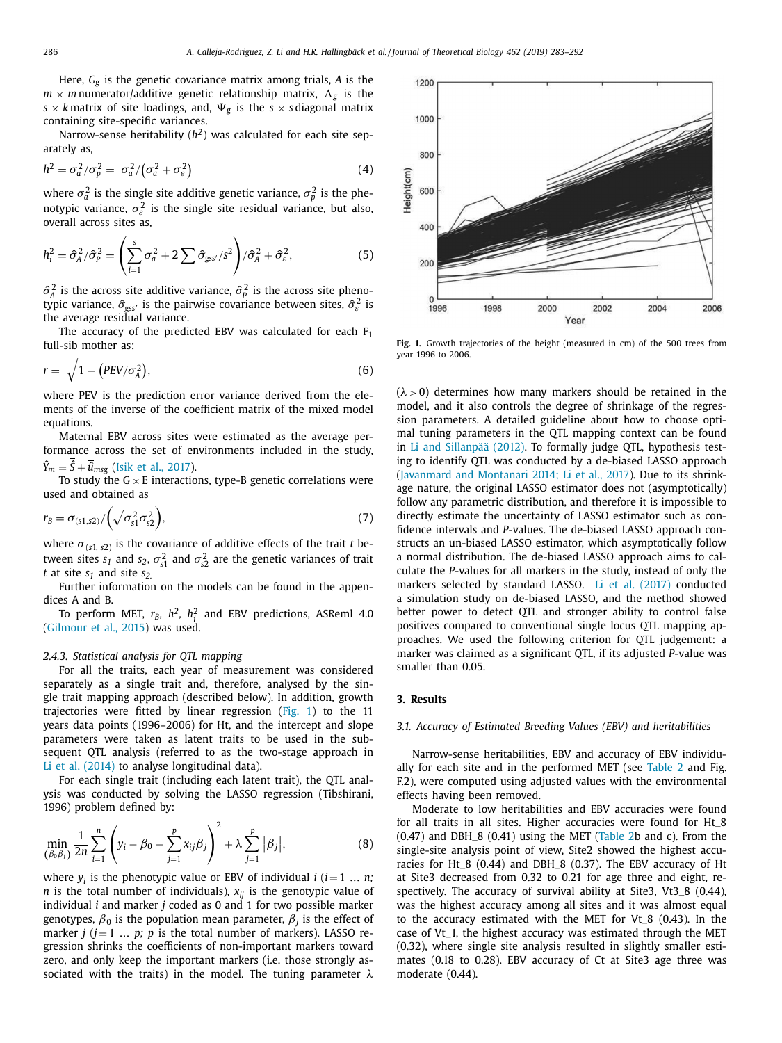Here, $G_g$ is the genetic covariance matrix among trials, $A$ is the $m \times m$ numerator/additive genetic relationship matrix, $\Lambda_g$ is the $s \times k$ matrix of site loadings, and, $\Psi_g$ is the $s \times s$ diagonal matrix containing site-specific variances.

Narrow-sense heritability ($h^2$) was calculated for each site separately as,

$$h^2 = \sigma_a^2/\sigma_p^2 = \sigma_a^2/\left(\sigma_a^2 + \sigma_\varepsilon^2\right) \tag{4}$$

where $\sigma_a^2$ is the single site additive genetic variance, $\sigma_p^2$ is the phenotypic variance, $\sigma_\varepsilon^2$ is the single site residual variance, but also, overall across sites as,

$$h_i^2 = \hat{\sigma}_A^2/\hat{\sigma}_P^2 = \left(\sum_{i=1}^{s} \sigma_a^2 + 2\sum \hat{\sigma}_{gss'}/s^2\right)/\hat{\sigma}_A^2 + \hat{\sigma}_\varepsilon^2, \tag{5}$$

$\hat{\sigma}_A^2$ is the across site additive variance, $\hat{\sigma}_P^2$ is the across site phenotypic variance, $\hat{\sigma}_{gss'}$ is the pairwise covariance between sites, $\hat{\sigma}_\varepsilon^2$ is the average residual variance.

The accuracy of the predicted EBV was calculated for each $F_1$ full-sib mother as:

$$r = \sqrt{1 - \left(PEV/\sigma_A^2\right)}, \tag{6}$$

where PEV is the prediction error variance derived from the elements of the inverse of the coefficient matrix of the mixed model equations.

Maternal EBV across sites were estimated as the average performance across the set of environments included in the study, $\hat{Y}_m = \bar{\bar{S}} + \bar{u}_{msg}$ (Isik et al., 2017).

To study the G × E interactions, type-B genetic correlations were used and obtained as

$$r_B = \sigma_{(s1,s2)}/\left(\sqrt{\sigma_{s1}^2\sigma_{s2}^2}\right), \tag{7}$$

where $\sigma_{(s1,\,s2)}$ is the covariance of additive effects of the trait $t$ between sites $s_1$ and $s_2$, $\sigma_{s1}^2$ and $\sigma_{s2}^2$ are the genetic variances of trait $t$ at site $s_1$ and site $s_2$.

Further information on the models can be found in the appendices A and B.

To perform MET, $r_B$, $h^2$, $h_i^2$ and EBV predictions, ASReml 4.0 (Gilmour et al., 2015) was used.

*2.4.3. Statistical analysis for QTL mapping*

For all the traits, each year of measurement was considered separately as a single trait and, therefore, analysed by the single trait mapping approach (described below). In addition, growth trajectories were fitted by linear regression (Fig. 1) to the 11 years data points (1996–2006) for Ht, and the intercept and slope parameters were taken as latent traits to be used in the subsequent QTL analysis (referred to as the two-stage approach in Li et al. (2014) to analyse longitudinal data).

For each single trait (including each latent trait), the QTL analysis was conducted by solving the LASSO regression (Tibshirani, 1996) problem defined by:

$$\min_{(\beta_0\beta_j)} \frac{1}{2n}\sum_{i=1}^{n}\left(y_i - \beta_0 - \sum_{j=1}^{p} x_{ij}\beta_j\right)^2 + \lambda\sum_{j=1}^{p}\left|\beta_j\right|, \tag{8}$$

where $y_i$ is the phenotypic value or EBV of individual $i$ ($i = 1 \ldots n$; $n$ is the total number of individuals), $x_{ij}$ is the genotypic value of individual $i$ and marker $j$ coded as 0 and 1 for two possible marker genotypes, $\beta_0$ is the population mean parameter, $\beta_j$ is the effect of marker $j$ ($j = 1 \ldots p$; $p$ is the total number of markers). LASSO regression shrinks the coefficients of non-important markers toward zero, and only keep the important markers (i.e. those strongly associated with the traits) in the model. The tuning parameter $\lambda$ ($\lambda > 0$) determines how many markers should be retained in the model, and it also controls the degree of shrinkage of the regression parameters. A detailed guideline about how to choose optimal tuning parameters in the QTL mapping context can be found in Li and Sillanpää (2012). To formally judge QTL, hypothesis testing to identify QTL was conducted by a de-biased LASSO approach (Javanmard and Montanari 2014; Li et al., 2017). Due to its shrinkage nature, the original LASSO estimator does not (asymptotically) follow any parametric distribution, and therefore it is impossible to directly estimate the uncertainty of LASSO estimator such as confidence intervals and $P$-values. The de-biased LASSO approach constructs an un-biased LASSO estimator, which asymptotically follow a normal distribution. The de-biased LASSO approach aims to calculate the $P$-values for all markers in the study, instead of only the markers selected by standard LASSO. Li et al. (2017) conducted a simulation study on de-biased LASSO, and the method showed better power to detect QTL and stronger ability to control false positives compared to conventional single locus QTL mapping approaches. We used the following criterion for QTL judgement: a marker was claimed as a significant QTL, if its adjusted $P$-value was smaller than 0.05.

**Fig. 1.** Growth trajectories of the height (measured in cm) of the 500 trees from year 1996 to 2006.

## 3. Results

*3.1. Accuracy of Estimated Breeding Values (EBV) and heritabilities*

Narrow-sense heritabilities, EBV and accuracy of EBV individually for each site and in the performed MET (see Table 2 and Fig. F.2), were computed using adjusted values with the environmental effects having been removed.

Moderate to low heritabilities and EBV accuracies were found for all traits in all sites. Higher accuracies were found for Ht_8 (0.47) and DBH_8 (0.41) using the MET (Table 2b and c). From the single-site analysis point of view, Site2 showed the highest accuracies for Ht_8 (0.44) and DBH_8 (0.37). The EBV accuracy of Ht at Site3 decreased from 0.32 to 0.21 for age three and eight, respectively. The accuracy of survival ability at Site3, Vt3_8 (0.44), was the highest accuracy among all sites and it was almost equal to the accuracy estimated with the MET for Vt_8 (0.43). In the case of Vt_1, the highest accuracy was estimated through the MET (0.32), where single site analysis resulted in slightly smaller estimates (0.18 to 0.28). EBV accuracy of Ct at Site3 age three was moderate (0.44).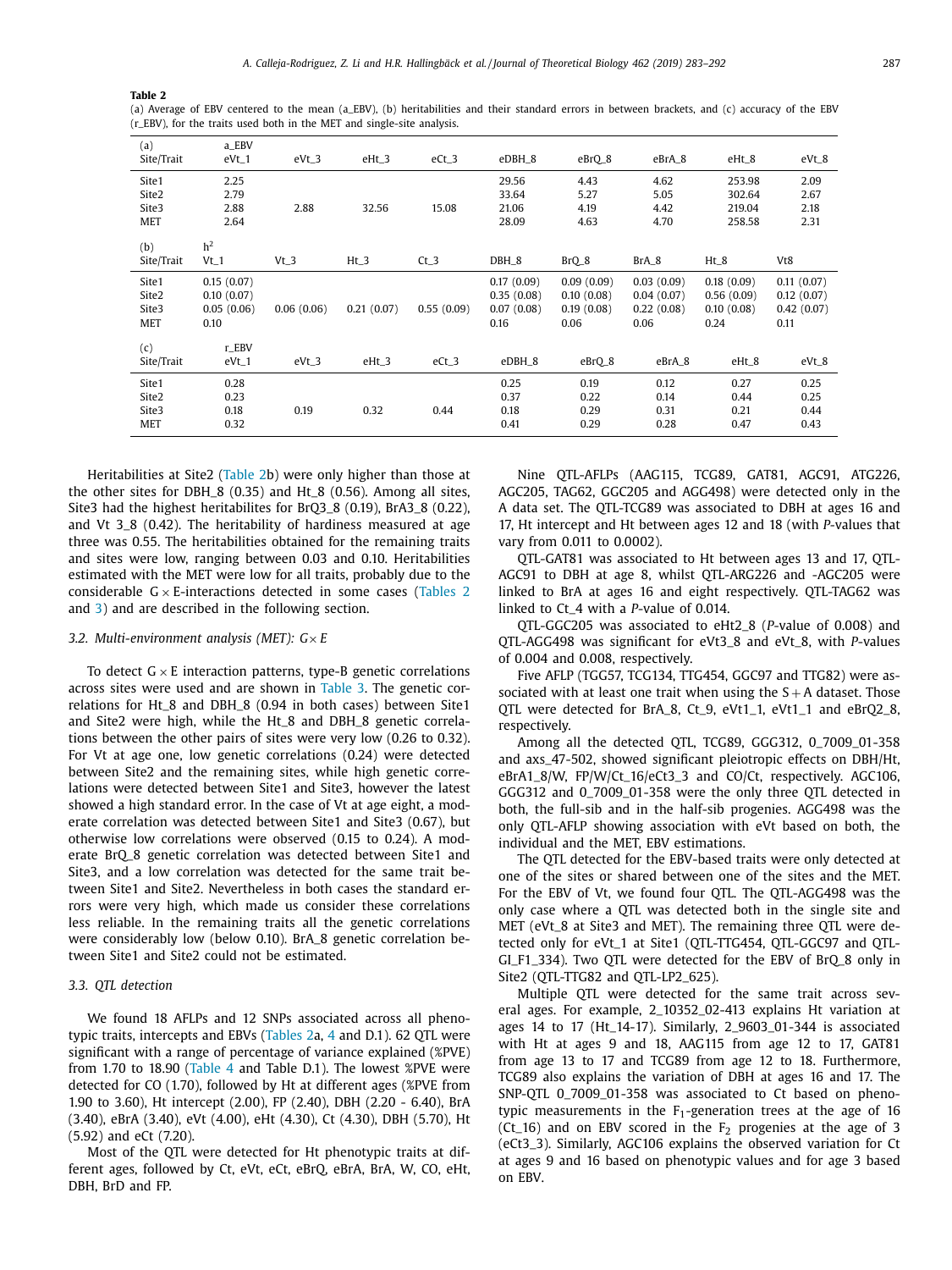**Table 2**

(a) Average of EBV centered to the mean (a_EBV), (b) heritabilities and their standard errors in between brackets, and (c) accuracy of the EBV (r_EBV), for the traits used both in the MET and single-site analysis.

| (a) Site/Trait | a_EBV eVt_1 | eVt_3 | eHt_3 | eCt_3 | eDBH_8 | eBrQ_8 | eBrA_8 | eHt_8 | eVt_8 |
|---|---|---|---|---|---|---|---|---|---|
| Site1 | 2.25 | | | | 29.56 | 4.43 | 4.62 | 253.98 | 2.09 |
| Site2 | 2.79 | | | | 33.64 | 5.27 | 5.05 | 302.64 | 2.67 |
| Site3 | 2.88 | 2.88 | 32.56 | 15.08 | 21.06 | 4.19 | 4.42 | 219.04 | 2.18 |
| MET | 2.64 | | | | 28.09 | 4.63 | 4.70 | 258.58 | 2.31 |
| **(b) Site/Trait** | **$h^2$ Vt_1** | **Vt_3** | **Ht_3** | **Ct_3** | **DBH_8** | **BrQ_8** | **BrA_8** | **Ht_8** | **Vt8** |
| Site1 | 0.15 (0.07) | | | | 0.17 (0.09) | 0.09 (0.09) | 0.03 (0.09) | 0.18 (0.09) | 0.11 (0.07) |
| Site2 | 0.10 (0.07) | | | | 0.35 (0.08) | 0.10 (0.08) | 0.04 (0.07) | 0.56 (0.09) | 0.12 (0.07) |
| Site3 | 0.05 (0.06) | 0.06 (0.06) | 0.21 (0.07) | 0.55 (0.09) | 0.07 (0.08) | 0.19 (0.08) | 0.22 (0.08) | 0.10 (0.08) | 0.42 (0.07) |
| MET | 0.10 | | | | 0.16 | 0.06 | 0.06 | 0.24 | 0.11 |
| **(c) Site/Trait** | **r_EBV eVt_1** | **eVt_3** | **eHt_3** | **eCt_3** | **eDBH_8** | **eBrQ_8** | **eBrA_8** | **eHt_8** | **eVt_8** |
| Site1 | 0.28 | | | | 0.25 | 0.19 | 0.12 | 0.27 | 0.25 |
| Site2 | 0.23 | | | | 0.37 | 0.22 | 0.14 | 0.44 | 0.25 |
| Site3 | 0.18 | 0.19 | 0.32 | 0.44 | 0.18 | 0.29 | 0.31 | 0.21 | 0.44 |
| MET | 0.32 | | | | 0.41 | 0.29 | 0.28 | 0.47 | 0.43 |

Heritabilities at Site2 (Table 2b) were only higher than those at the other sites for DBH_8 (0.35) and Ht_8 (0.56). Among all sites, Site3 had the highest heritabilites for BrQ3_8 (0.19), BrA3_8 (0.22), and Vt 3_8 (0.42). The heritability of hardiness measured at age three was 0.55. The heritabilities obtained for the remaining traits and sites were low, ranging between 0.03 and 0.10. Heritabilities estimated with the MET were low for all traits, probably due to the considerable G × E-interactions detected in some cases (Tables 2 and 3) and are described in the following section.

### 3.2. Multi-environment analysis (MET): G× E

To detect G × E interaction patterns, type-B genetic correlations across sites were used and are shown in Table 3. The genetic correlations for Ht_8 and DBH_8 (0.94 in both cases) between Site1 and Site2 were high, while the Ht_8 and DBH_8 genetic correlations between the other pairs of sites were very low (0.26 to 0.32). For Vt at age one, low genetic correlations (0.24) were detected between Site2 and the remaining sites, while high genetic correlations were detected between Site1 and Site3, however the latest showed a high standard error. In the case of Vt at age eight, a moderate correlation was detected between Site1 and Site3 (0.67), but otherwise low correlations were observed (0.15 to 0.24). A moderate BrQ_8 genetic correlation was detected between Site1 and Site3, and a low correlation was detected for the same trait between Site1 and Site2. Nevertheless in both cases the standard errors were very high, which made us consider these correlations less reliable. In the remaining traits all the genetic correlations were considerably low (below 0.10). BrA_8 genetic correlation between Site1 and Site2 could not be estimated.

### 3.3. QTL detection

We found 18 AFLPs and 12 SNPs associated across all phenotypic traits, intercepts and EBVs (Tables 2a, 4 and D.1). 62 QTL were significant with a range of percentage of variance explained (%PVE) from 1.70 to 18.90 (Table 4 and Table D.1). The lowest %PVE were detected for CO (1.70), followed by Ht at different ages (%PVE from 1.90 to 3.60), Ht intercept (2.00), FP (2.40), DBH (2.20 - 6.40), BrA (3.40), eBrA (3.40), eVt (4.00), eHt (4.30), Ct (4.30), DBH (5.70), Ht (5.92) and eCt (7.20).

Most of the QTL were detected for Ht phenotypic traits at different ages, followed by Ct, eVt, eCt, eBrQ, eBrA, BrA, W, CO, eHt, DBH, BrD and FP.

Nine QTL-AFLPs (AAG115, TCG89, GAT81, AGC91, ATG226, AGC205, TAG62, GGC205 and AGG498) were detected only in the A data set. The QTL-TCG89 was associated to DBH at ages 16 and 17, Ht intercept and Ht between ages 12 and 18 (with *P*-values that vary from 0.011 to 0.0002).

QTL-GAT81 was associated to Ht between ages 13 and 17, QTL-AGC91 to DBH at age 8, whilst QTL-ARG226 and -AGC205 were linked to BrA at ages 16 and eight respectively. QTL-TAG62 was linked to Ct_4 with a *P*-value of 0.014.

QTL-GGC205 was associated to eHt2_8 (*P*-value of 0.008) and QTL-AGG498 was significant for eVt3_8 and eVt_8, with *P*-values of 0.004 and 0.008, respectively.

Five AFLP (TGG57, TCG134, TTG454, GGC97 and TTG82) were associated with at least one trait when using the S + A dataset. Those QTL were detected for BrA_8, Ct_9, eVt1_1, eVt1_1 and eBrQ2_8, respectively.

Among all the detected QTL, TCG89, GGG312, 0_7009_01-358 and axs_47-502, showed significant pleiotropic effects on DBH/Ht, eBrA1_8/W, FP/W/Ct_16/eCt3_3 and CO/Ct, respectively. AGC106, GGG312 and 0_7009_01-358 were the only three QTL detected in both, the full-sib and in the half-sib progenies. AGG498 was the only QTL-AFLP showing association with eVt based on both, the individual and the MET, EBV estimations.

The QTL detected for the EBV-based traits were only detected at one of the sites or shared between one of the sites and the MET. For the EBV of Vt, we found four QTL. The QTL-AGG498 was the only case where a QTL was detected both in the single site and MET (eVt_8 at Site3 and MET). The remaining three QTL were detected only for eVt_1 at Site1 (QTL-TTG454, QTL-GGC97 and QTL-GI_F1_334). Two QTL were detected for the EBV of BrQ_8 only in Site2 (QTL-TTG82 and QTL-LP2_625).

Multiple QTL were detected for the same trait across several ages. For example, 2_10352_02-413 explains Ht variation at ages 14 to 17 (Ht_14-17). Similarly, 2_9603_01-344 is associated with Ht at ages 9 and 18, AAG115 from age 12 to 17, GAT81 from age 13 to 17 and TCG89 from age 12 to 18. Furthermore, TCG89 also explains the variation of DBH at ages 16 and 17. The SNP-QTL 0_7009_01-358 was associated to Ct based on phenotypic measurements in the $F_1$-generation trees at the age of 16 (Ct_16) and on EBV scored in the $F_2$ progenies at the age of 3 (eCt3_3). Similarly, AGC106 explains the observed variation for Ct at ages 9 and 16 based on phenotypic values and for age 3 based on EBV.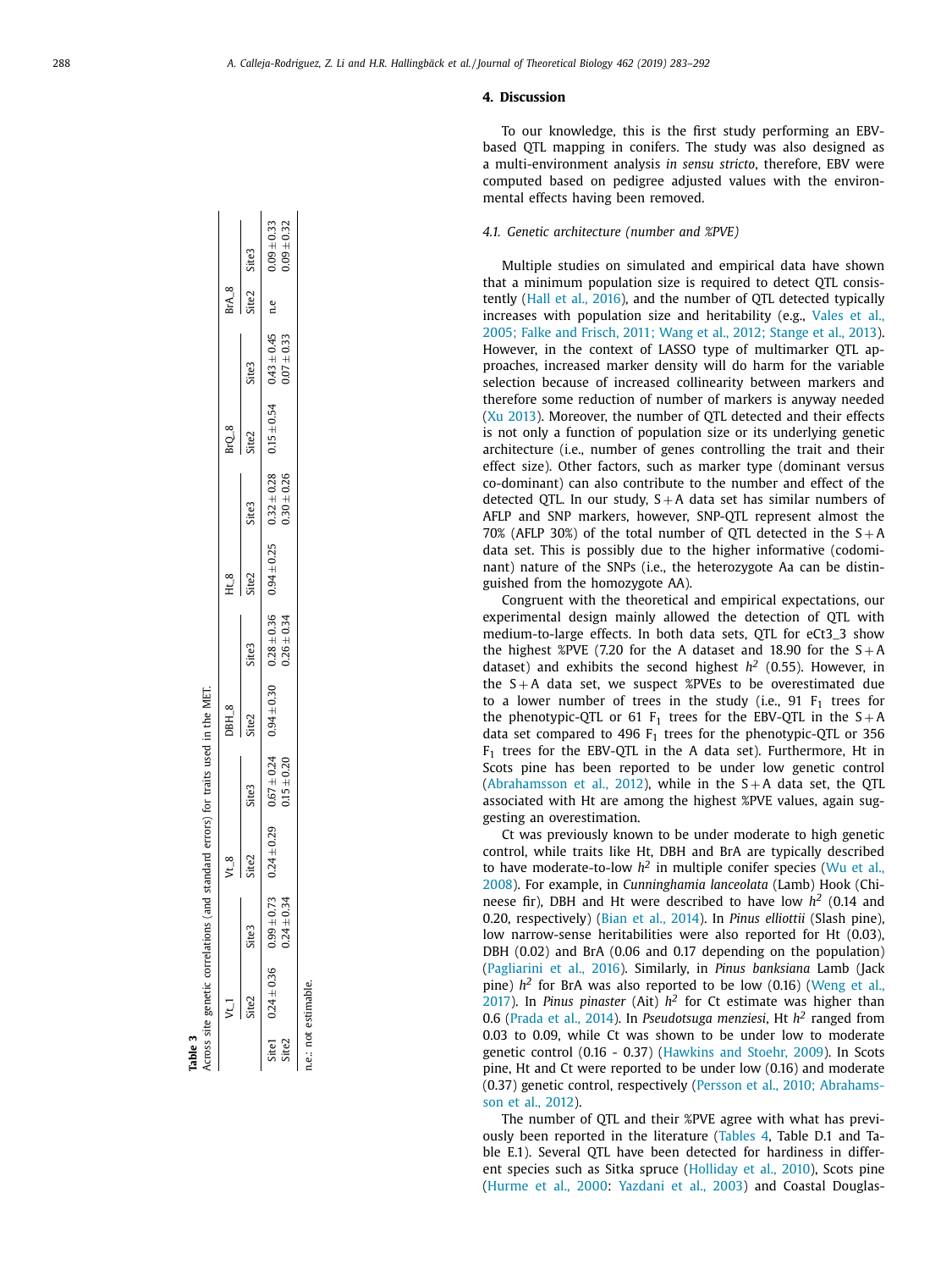**Table 3**
Across site genetic correlations (and standard errors) for traits used in the MET.

| | Vt_1 | | Vt_8 | | DBH_8 | | Ht_8 | | BrQ_8 | | BrA_8 | |
|---|---|---|---|---|---|---|---|---|---|---|---|---|
| | Site2 | Site3 | Site2 | Site3 | Site2 | Site3 | Site2 | Site3 | Site2 | Site3 | Site2 | Site3 |
| Site1 | 0.24 ± 0.36 | 0.99 ± 0.73 | 0.24 ± 0.29 | 0.67 ± 0.24 | 0.94 ± 0.30 | 0.28 ± 0.36 | 0.94 ± 0.25 | 0.32 ± 0.28 | 0.15 ± 0.54 | 0.43 ± 0.45 | n.e | 0.09 ± 0.33 |
| Site2 | | 0.24 ± 0.34 | | 0.15 ± 0.20 | | 0.26 ± 0.34 | | 0.30 ± 0.26 | | 0.07 ± 0.33 | | 0.09 ± 0.32 |

n.e.: not estimable.

## 4. Discussion

To our knowledge, this is the first study performing an EBV-based QTL mapping in conifers. The study was also designed as a multi-environment analysis *in sensu stricto*, therefore, EBV were computed based on pedigree adjusted values with the environmental effects having been removed.

### 4.1. Genetic architecture (number and %PVE)

Multiple studies on simulated and empirical data have shown that a minimum population size is required to detect QTL consistently (Hall et al., 2016), and the number of QTL detected typically increases with population size and heritability (e.g., Vales et al., 2005; Falke and Frisch, 2011; Wang et al., 2012; Stange et al., 2013). However, in the context of LASSO type of multimarker QTL approaches, increased marker density will do harm for the variable selection because of increased collinearity between markers and therefore some reduction of number of markers is anyway needed (Xu 2013). Moreover, the number of QTL detected and their effects is not only a function of population size or its underlying genetic architecture (i.e., number of genes controlling the trait and their effect size). Other factors, such as marker type (dominant versus co-dominant) can also contribute to the number and effect of the detected QTL. In our study, S + A data set has similar numbers of AFLP and SNP markers, however, SNP-QTL represent almost the 70% (AFLP 30%) of the total number of QTL detected in the S + A data set. This is possibly due to the higher informative (codominant) nature of the SNPs (i.e., the heterozygote Aa can be distinguished from the homozygote AA).

Congruent with the theoretical and empirical expectations, our experimental design mainly allowed the detection of QTL with medium-to-large effects. In both data sets, QTL for eCt3_3 show the highest %PVE (7.20 for the A dataset and 18.90 for the S + A dataset) and exhibits the second highest $h^2$ (0.55). However, in the S + A data set, we suspect %PVEs to be overestimated due to a lower number of trees in the study (i.e., 91 $F_1$ trees for the phenotypic-QTL or 61 $F_1$ trees for the EBV-QTL in the S + A data set compared to 496 $F_1$ trees for the phenotypic-QTL or 356 $F_1$ trees for the EBV-QTL in the A data set). Furthermore, Ht in Scots pine has been reported to be under low genetic control (Abrahamsson et al., 2012), while in the S + A data set, the QTL associated with Ht are among the highest %PVE values, again suggesting an overestimation.

Ct was previously known to be under moderate to high genetic control, while traits like Ht, DBH and BrA are typically described to have moderate-to-low $h^2$ in multiple conifer species (Wu et al., 2008). For example, in *Cunninghamia lanceolata* (Lamb) Hook (Chineese fir), DBH and Ht were described to have low $h^2$ (0.14 and 0.20, respectively) (Bian et al., 2014). In *Pinus elliottii* (Slash pine), low narrow-sense heritabilities were also reported for Ht (0.03), DBH (0.02) and BrA (0.06 and 0.17 depending on the population) (Pagliarini et al., 2016). Similarly, in *Pinus banksiana* Lamb (Jack pine) $h^2$ for BrA was also reported to be low (0.16) (Weng et al., 2017). In *Pinus pinaster* (Ait) $h^2$ for Ct estimate was higher than 0.6 (Prada et al., 2014). In *Pseudotsuga menziesi*, Ht $h^2$ ranged from 0.03 to 0.09, while Ct was shown to be under low to moderate genetic control (0.16 - 0.37) (Hawkins and Stoehr, 2009). In Scots pine, Ht and Ct were reported to be under low (0.16) and moderate (0.37) genetic control, respectively (Persson et al., 2010; Abrahamsson et al., 2012).

The number of QTL and their %PVE agree with what has previously been reported in the literature (Tables 4, Table D.1 and Table E.1). Several QTL have been detected for hardiness in different species such as Sitka spruce (Holliday et al., 2010), Scots pine (Hurme et al., 2000; Yazdani et al., 2003) and Coastal Douglas-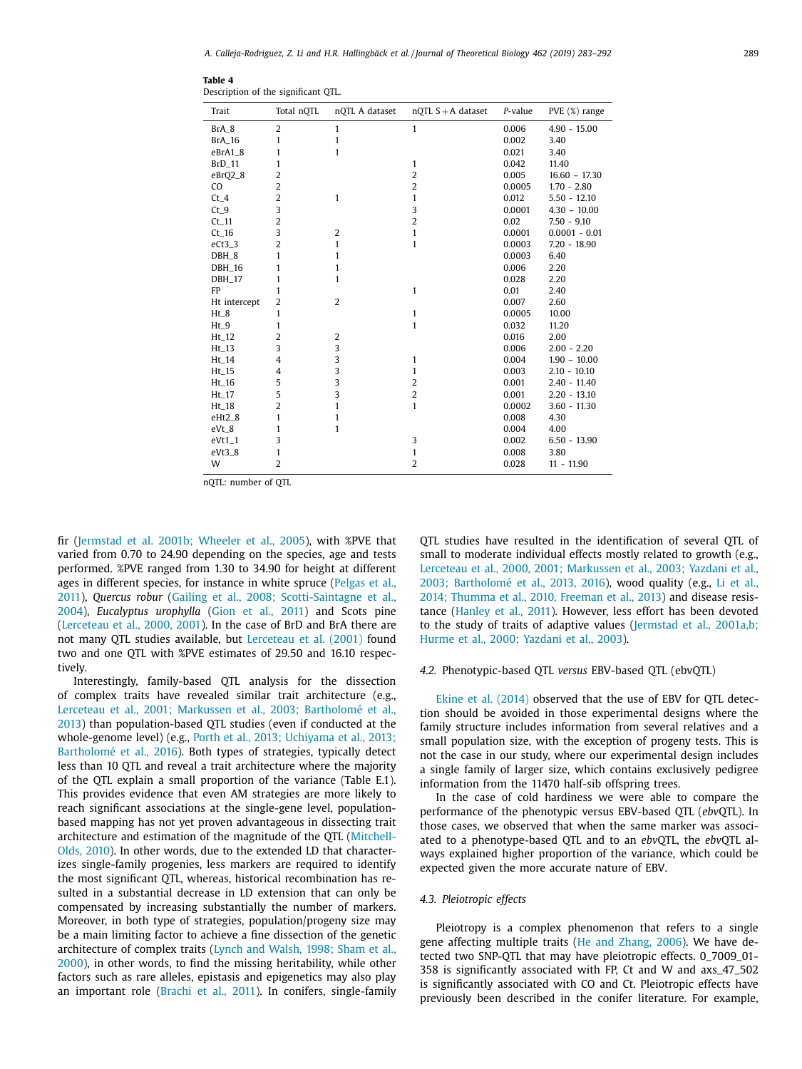**Table 4**
Description of the significant QTL.

| Trait | Total nQTL | nQTL A dataset | nQTL S+A dataset | *P*-value | PVE (%) range |
|---|---|---|---|---|---|
| BrA_8 | 2 | 1 | 1 | 0.006 | 4.90 - 15.00 |
| BrA_16 | 1 | 1 | | 0.002 | 3.40 |
| eBrA1_8 | 1 | 1 | | 0.021 | 3.40 |
| BrD_11 | 1 | | 1 | 0.042 | 11.40 |
| eBrQ2_8 | 2 | | 2 | 0.005 | 16.60 – 17.30 |
| CO | 2 | | 2 | 0.0005 | 1.70 - 2.80 |
| Ct_4 | 2 | 1 | 1 | 0.012 | 5.50 - 12.10 |
| Ct_9 | 3 | | 3 | 0.0001 | 4.30 – 10.00 |
| Ct_11 | 2 | | 2 | 0.02 | 7.50 - 9.10 |
| Ct_16 | 3 | 2 | 1 | 0.0001 | 0.0001 - 0.01 |
| eCt3_3 | 2 | 1 | 1 | 0.0003 | 7.20 - 18.90 |
| DBH_8 | 1 | 1 | | 0.0003 | 6.40 |
| DBH_16 | 1 | 1 | | 0.006 | 2.20 |
| DBH_17 | 1 | 1 | | 0.028 | 2.20 |
| FP | 1 | | 1 | 0.01 | 2.40 |
| Ht intercept | 2 | 2 | | 0.007 | 2.60 |
| Ht_8 | 1 | | 1 | 0.0005 | 10.00 |
| Ht_9 | 1 | | 1 | 0.032 | 11.20 |
| Ht_12 | 2 | 2 | | 0.016 | 2.00 |
| Ht_13 | 3 | 3 | | 0.006 | 2.00 - 2.20 |
| Ht_14 | 4 | 3 | 1 | 0.004 | 1.90 – 10.00 |
| Ht_15 | 4 | 3 | 1 | 0.003 | 2.10 - 10.10 |
| Ht_16 | 5 | 3 | 2 | 0.001 | 2.40 - 11.40 |
| Ht_17 | 5 | 3 | 2 | 0.001 | 2.20 - 13.10 |
| Ht_18 | 2 | 1 | 1 | 0.0002 | 3.60 - 11.30 |
| eHt2_8 | 1 | 1 | | 0.008 | 4.30 |
| eVt_8 | 1 | 1 | | 0.004 | 4.00 |
| eVt1_1 | 3 | | 3 | 0.002 | 6.50 - 13.90 |
| eVt3_8 | 1 | | 1 | 0.008 | 3.80 |
| W | 2 | | 2 | 0.028 | 11 - 11.90 |

nQTL: number of QTL

fir (Jermstad et al. 2001b; Wheeler et al., 2005), with %PVE that varied from 0.70 to 24.90 depending on the species, age and tests performed. %PVE ranged from 1.30 to 34.90 for height at different ages in different species, for instance in white spruce (Pelgas et al., 2011), *Quercus robur* (Gailing et al., 2008; Scotti-Saintagne et al., 2004), *Eucalyptus urophylla* (Gion et al., 2011) and Scots pine (Lerceteau et al., 2000, 2001). In the case of BrD and BrA there are not many QTL studies available, but Lerceteau et al. (2001) found two and one QTL with %PVE estimates of 29.50 and 16.10 respectively.

Interestingly, family-based QTL analysis for the dissection of complex traits have revealed similar trait architecture (e.g., Lerceteau et al., 2001; Markussen et al., 2003; Bartholomé et al., 2013) than population-based QTL studies (even if conducted at the whole-genome level) (e.g., Porth et al., 2013; Uchiyama et al., 2013; Bartholomé et al., 2016). Both types of strategies, typically detect less than 10 QTL and reveal a trait architecture where the majority of the QTL explain a small proportion of the variance (Table E.1). This provides evidence that even AM strategies are more likely to reach significant associations at the single-gene level, population-based mapping has not yet proven advantageous in dissecting trait architecture and estimation of the magnitude of the QTL (Mitchell-Olds, 2010). In other words, due to the extended LD that characterizes single-family progenies, less markers are required to identify the most significant QTL, whereas, historical recombination has resulted in a substantial decrease in LD extension that can only be compensated by increasing substantially the number of markers. Moreover, in both type of strategies, population/progeny size may be a main limiting factor to achieve a fine dissection of the genetic architecture of complex traits (Lynch and Walsh, 1998; Sham et al., 2000), in other words, to find the missing heritability, while other factors such as rare alleles, epistasis and epigenetics may also play an important role (Brachi et al., 2011). In conifers, single-family QTL studies have resulted in the identification of several QTL of small to moderate individual effects mostly related to growth (e.g., Lerceteau et al., 2000, 2001; Markussen et al., 2003; Yazdani et al., 2003; Bartholomé et al., 2013, 2016), wood quality (e.g., Li et al., 2014; Thumma et al., 2010, Freeman et al., 2013) and disease resistance (Hanley et al., 2011). However, less effort has been devoted to the study of traits of adaptive values (Jermstad et al., 2001a,b; Hurme et al., 2000; Yazdani et al., 2003).

### 4.2. Phenotypic-based QTL *versus* EBV-based QTL (ebvQTL)

Ekine et al. (2014) observed that the use of EBV for QTL detection should be avoided in those experimental designs where the family structure includes information from several relatives and a small population size, with the exception of progeny tests. This is not the case in our study, where our experimental design includes a single family of larger size, which contains exclusively pedigree information from the 11470 half-sib offspring trees.

In the case of cold hardiness we were able to compare the performance of the phenotypic versus EBV-based QTL (*ebv*QTL). In those cases, we observed that when the same marker was associated to a phenotype-based QTL and to an *ebv*QTL, the *ebv*QTL always explained higher proportion of the variance, which could be expected given the more accurate nature of EBV.

### 4.3. Pleiotropic effects

Pleiotropy is a complex phenomenon that refers to a single gene affecting multiple traits (He and Zhang, 2006). We have detected two SNP-QTL that may have pleiotropic effects. 0_7009_01-358 is significantly associated with FP, Ct and W and axs_47_502 is significantly associated with CO and Ct. Pleiotropic effects have previously been described in the conifer literature. For example,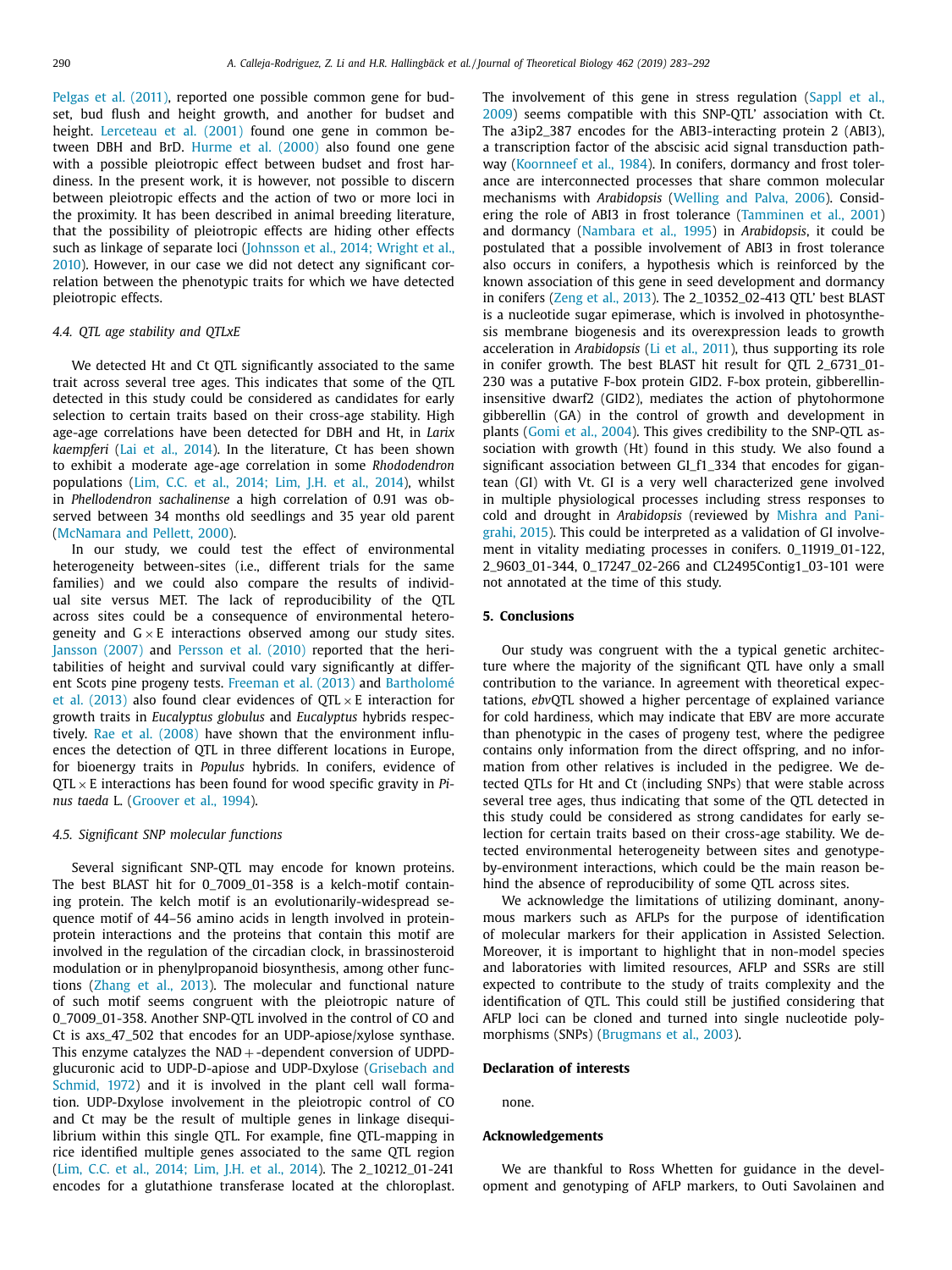Pelgas et al. (2011), reported one possible common gene for budset, bud flush and height growth, and another for budset and height. Lerceteau et al. (2001) found one gene in common between DBH and BrD. Hurme et al. (2000) also found one gene with a possible pleiotropic effect between budset and frost hardiness. In the present work, it is however, not possible to discern between pleiotropic effects and the action of two or more loci in the proximity. It has been described in animal breeding literature, that the possibility of pleiotropic effects are hiding other effects such as linkage of separate loci (Johnsson et al., 2014; Wright et al., 2010). However, in our case we did not detect any significant correlation between the phenotypic traits for which we have detected pleiotropic effects.

### 4.4. QTL age stability and QTLxE

We detected Ht and Ct QTL significantly associated to the same trait across several tree ages. This indicates that some of the QTL detected in this study could be considered as candidates for early selection to certain traits based on their cross-age stability. High age-age correlations have been detected for DBH and Ht, in *Larix kaempferi* (Lai et al., 2014). In the literature, Ct has been shown to exhibit a moderate age-age correlation in some *Rhododendron* populations (Lim, C.C. et al., 2014; Lim, J.H. et al., 2014), whilst in *Phellodendron sachalinense* a high correlation of 0.91 was observed between 34 months old seedlings and 35 year old parent (McNamara and Pellett, 2000).

In our study, we could test the effect of environmental heterogeneity between-sites (i.e., different trials for the same families) and we could also compare the results of individual site versus MET. The lack of reproducibility of the QTL across sites could be a consequence of environmental heterogeneity and G × E interactions observed among our study sites. Jansson (2007) and Persson et al. (2010) reported that the heritabilities of height and survival could vary significantly at different Scots pine progeny tests. Freeman et al. (2013) and Bartholomé et al. (2013) also found clear evidences of QTL × E interaction for growth traits in *Eucalyptus globulus* and *Eucalyptus* hybrids respectively. Rae et al. (2008) have shown that the environment influences the detection of QTL in three different locations in Europe, for bioenergy traits in *Populus* hybrids. In conifers, evidence of QTL × E interactions has been found for wood specific gravity in *Pinus taeda* L. (Groover et al., 1994).

### 4.5. Significant SNP molecular functions

Several significant SNP-QTL may encode for known proteins. The best BLAST hit for 0_7009_01-358 is a kelch-motif containing protein. The kelch motif is an evolutionarily-widespread sequence motif of 44–56 amino acids in length involved in protein-protein interactions and the proteins that contain this motif are involved in the regulation of the circadian clock, in brassinosteroid modulation or in phenylpropanoid biosynthesis, among other functions (Zhang et al., 2013). The molecular and functional nature of such motif seems congruent with the pleiotropic nature of 0_7009_01-358. Another SNP-QTL involved in the control of CO and Ct is axs_47_502 that encodes for an UDP-apiose/xylose synthase. This enzyme catalyzes the NAD + -dependent conversion of UDPD-glucuronic acid to UDP-D-apiose and UDP-Dxylose (Grisebach and Schmid, 1972) and it is involved in the plant cell wall formation. UDP-Dxylose involvement in the pleiotropic control of CO and Ct may be the result of multiple genes in linkage disequilibrium within this single QTL. For example, fine QTL-mapping in rice identified multiple genes associated to the same QTL region (Lim, C.C. et al., 2014; Lim, J.H. et al., 2014). The 2_10212_01-241 encodes for a glutathione transferase located at the chloroplast. The involvement of this gene in stress regulation (Sappl et al., 2009) seems compatible with this SNP-QTL' association with Ct. The a3ip2_387 encodes for the ABI3-interacting protein 2 (ABI3), a transcription factor of the abscisic acid signal transduction pathway (Koornneef et al., 1984). In conifers, dormancy and frost tolerance are interconnected processes that share common molecular mechanisms with *Arabidopsis* (Welling and Palva, 2006). Considering the role of ABI3 in frost tolerance (Tamminen et al., 2001) and dormancy (Nambara et al., 1995) in *Arabidopsis*, it could be postulated that a possible involvement of ABI3 in frost tolerance also occurs in conifers, a hypothesis which is reinforced by the known association of this gene in seed development and dormancy in conifers (Zeng et al., 2013). The 2_10352_02-413 QTL' best BLAST is a nucleotide sugar epimerase, which is involved in photosynthesis membrane biogenesis and its overexpression leads to growth acceleration in *Arabidopsis* (Li et al., 2011), thus supporting its role in conifer growth. The best BLAST hit result for QTL 2_6731_01-230 was a putative F-box protein GID2. F-box protein, gibberellin-insensitive dwarf2 (GID2), mediates the action of phytohormone gibberellin (GA) in the control of growth and development in plants (Gomi et al., 2004). This gives credibility to the SNP-QTL association with growth (Ht) found in this study. We also found a significant association between GI_f1_334 that encodes for gigantean (GI) with Vt. GI is a very well characterized gene involved in multiple physiological processes including stress responses to cold and drought in *Arabidopsis* (reviewed by Mishra and Panigrahi, 2015). This could be interpreted as a validation of GI involvement in vitality mediating processes in conifers. 0_11919_01-122, 2_9603_01-344, 0_17247_02-266 and CL2495Contig1_03-101 were not annotated at the time of this study.

## 5. Conclusions

Our study was congruent with the a typical genetic architecture where the majority of the significant QTL have only a small contribution to the variance. In agreement with theoretical expectations, *ebv*QTL showed a higher percentage of explained variance for cold hardiness, which may indicate that EBV are more accurate than phenotypic in the cases of progeny test, where the pedigree contains only information from the direct offspring, and no information from other relatives is included in the pedigree. We detected QTLs for Ht and Ct (including SNPs) that were stable across several tree ages, thus indicating that some of the QTL detected in this study could be considered as strong candidates for early selection for certain traits based on their cross-age stability. We detected environmental heterogeneity between sites and genotype-by-environment interactions, which could be the main reason behind the absence of reproducibility of some QTL across sites.

We acknowledge the limitations of utilizing dominant, anonymous markers such as AFLPs for the purpose of identification of molecular markers for their application in Assisted Selection. Moreover, it is important to highlight that in non-model species and laboratories with limited resources, AFLP and SSRs are still expected to contribute to the study of traits complexity and the identification of QTL. This could still be justified considering that AFLP loci can be cloned and turned into single nucleotide polymorphisms (SNPs) (Brugmans et al., 2003).

## Declaration of interests

none.

## Acknowledgements

We are thankful to Ross Whetten for guidance in the development and genotyping of AFLP markers, to Outi Savolainen and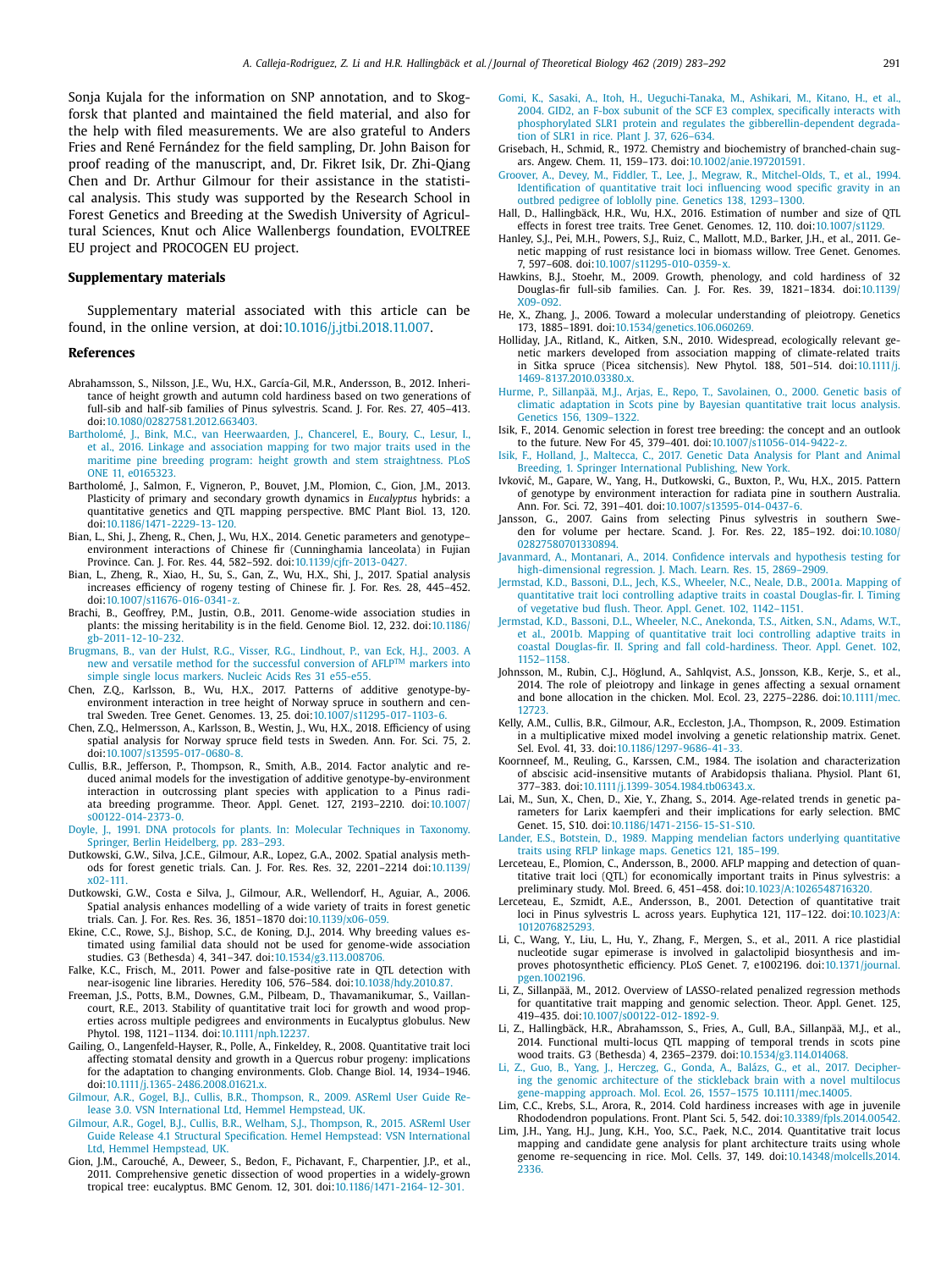Sonja Kujala for the information on SNP annotation, and to Skogforsk that planted and maintained the field material, and also for the help with filed measurements. We are also grateful to Anders Fries and René Fernández for the field sampling, Dr. John Baison for proof reading of the manuscript, and, Dr. Fikret Isik, Dr. Zhi-Qiang Chen and Dr. Arthur Gilmour for their assistance in the statistical analysis. This study was supported by the Research School in Forest Genetics and Breeding at the Swedish University of Agricultural Sciences, Knut och Alice Wallenbergs foundation, EVOLTREE EU project and PROCOGEN EU project.

## Supplementary materials

Supplementary material associated with this article can be found, in the online version, at doi:10.1016/j.jtbi.2018.11.007.

## References

Abrahamsson, S., Nilsson, J.E., Wu, H.X., García-Gil, M.R., Andersson, B., 2012. Inheritance of height growth and autumn cold hardiness based on two generations of full-sib and half-sib families of Pinus sylvestris. Scand. J. For. Res. 27, 405–413. doi:10.1080/02827581.2012.663403.

Bartholomé, J., Bink, M.C., van Heerwaarden, J., Chancerel, E., Boury, C., Lesur, I., et al., 2016. Linkage and association mapping for two major traits used in the maritime pine breeding program: height growth and stem straightness. PLoS ONE 11, e0165323.

Bartholomé, J., Salmon, F., Vigneron, P., Bouvet, J.M., Plomion, C., Gion, J.M., 2013. Plasticity of primary and secondary growth dynamics in *Eucalyptus* hybrids: a quantitative genetics and QTL mapping perspective. BMC Plant Biol. 13, 120. doi:10.1186/1471-2229-13-120.

Bian, L., Shi, J., Zheng, R., Chen, J., Wu, H.X., 2014. Genetic parameters and genotype–environment interactions of Chinese fir (Cunninghamia lanceolata) in Fujian Province. Can. J. For. Res. 44, 582–592. doi:10.1139/cjfr-2013-0427.

Bian, L., Zheng, R., Xiao, H., Su, S., Gan, Z., Wu, H.X., Shi, J., 2017. Spatial analysis increases efficiency of rogeny testing of Chinese fir. J. For. Res. 28, 445–452. doi:10.1007/s11676-016-0341-z.

Brachi, B., Geoffrey, P.M., Justin, O.B., 2011. Genome-wide association studies in plants: the missing heritability is in the field. Genome Biol. 12, 232. doi:10.1186/gb-2011-12-10-232.

Brugmans, B., van der Hulst, R.G., Visser, R.G., Lindhout, P., van Eck, H.J., 2003. A new and versatile method for the successful conversion of AFLP™ markers into simple single locus markers. Nucleic Acids Res 31 e55-e55.

Chen, Z.Q., Karlsson, B., Wu, H.X., 2017. Patterns of additive genotype-by-environment interaction in tree height of Norway spruce in southern and central Sweden. Tree Genet. Genomes. 13, 25. doi:10.1007/s11295-017-1103-6.

Chen, Z.Q., Helmersson, A., Karlsson, B., Westin, J., Wu, H.X., 2018. Efficiency of using spatial analysis for Norway spruce field tests in Sweden. Ann. For. Sci. 75, 2. doi:10.1007/s13595-017-0680-8.

Cullis, B.R., Jefferson, P., Thompson, R., Smith, A.B., 2014. Factor analytic and reduced animal models for the investigation of additive genotype-by-environment interaction in outcrossing plant species with application to a Pinus radiata breeding programme. Theor. Appl. Genet. 127, 2193–2210. doi:10.1007/s00122-014-2373-0.

Doyle, J., 1991. DNA protocols for plants. In: Molecular Techniques in Taxonomy. Springer, Berlin Heidelberg, pp. 283–293.

Dutkowski, G.W., Silva, J.C.E., Gilmour, A.R., Lopez, G.A., 2002. Spatial analysis methods for forest genetic trials. Can. J. For. Res. Res. 32, 2201–2214 doi:10.1139/x02-111.

Dutkowski, G.W., Costa e Silva, J., Gilmour, A.R., Wellendorf, H., Aguiar, A., 2006. Spatial analysis enhances modelling of a wide variety of traits in forest genetic trials. Can. J. For. Res. Res. 36, 1851–1870 doi:10.1139/x06-059.

Ekine, C.C., Rowe, S.J., Bishop, S.C., de Koning, D.J., 2014. Why breeding values estimated using familial data should not be used for genome-wide association studies. G3 (Bethesda) 4, 341–347. doi:10.1534/g3.113.008706.

Falke, K.C., Frisch, M., 2011. Power and false-positive rate in QTL detection with near-isogenic line libraries. Heredity 106, 576–584. doi:10.1038/hdy.2010.87.

Freeman, J.S., Potts, B.M., Downes, G.M., Pilbeam, D., Thavamanikumar, S., Vaillancourt, R.E., 2013. Stability of quantitative trait loci for growth and wood properties across multiple pedigrees and environments in Eucalyptus globulus. New Phytol. 198, 1121–1134. doi:10.1111/nph.12237.

Gailing, O., Langenfeld-Hayser, R., Polle, A., Finkeldey, R., 2008. Quantitative trait loci affecting stomatal density and growth in a Quercus robur progeny: implications for the adaptation to changing environments. Glob. Change Biol. 14, 1934–1946. doi:10.1111/j.1365-2486.2008.01621.x.

Gilmour, A.R., Gogel, B.J., Cullis, B.R., Thompson, R., 2009. ASReml User Guide Release 3.0. VSN International Ltd, Hemmel Hempstead, UK.

Gilmour, A.R., Gogel, B.J., Cullis, B.R., Welham, S.J., Thompson, R., 2015. ASReml User Guide Release 4.1 Structural Specification. Hemel Hempstead: VSN International Ltd, Hemmel Hempstead, UK.

Gion, J.M., Carouché, A., Deweer, S., Bedon, F., Pichavant, F., Charpentier, J.P., et al., 2011. Comprehensive genetic dissection of wood properties in a widely-grown tropical tree: eucalyptus. BMC Genom. 12, 301. doi:10.1186/1471-2164-12-301.

Gomi, K., Sasaki, A., Itoh, H., Ueguchi-Tanaka, M., Ashikari, M., Kitano, H., et al., 2004. GID2, an F-box subunit of the SCF E3 complex, specifically interacts with phosphorylated SLR1 protein and regulates the gibberellin-dependent degradation of SLR1 in rice. Plant J. 37, 626–634.

Grisebach, H., Schmid, R., 1972. Chemistry and biochemistry of branched-chain sugars. Angew. Chem. 11, 159–173. doi:10.1002/anie.197201591.

Groover, A., Devey, M., Fiddler, T., Lee, J., Megraw, R., Mitchel-Olds, T., et al., 1994. Identification of quantitative trait loci influencing wood specific gravity in an outbred pedigree of loblolly pine. Genetics 138, 1293–1300.

Hall, D., Hallingbäck, H.R., Wu, H.X., 2016. Estimation of number and size of QTL effects in forest tree traits. Tree Genet. Genomes. 12, 110. doi:10.1007/s11129.

Hanley, S.J., Pei, M.H., Powers, S.J., Ruiz, C., Mallott, M.D., Barker, J.H., et al., 2011. Genetic mapping of rust resistance loci in biomass willow. Tree Genet. Genomes. 7, 597–608. doi:10.1007/s11295-010-0359-x.

Hawkins, B.J., Stoehr, M., 2009. Growth, phenology, and cold hardiness of 32 Douglas-fir full-sib families. Can. J. For. Res. 39, 1821–1834. doi:10.1139/X09-092.

He, X., Zhang, J., 2006. Toward a molecular understanding of pleiotropy. Genetics 173, 1885–1891. doi:10.1534/genetics.106.060269.

Holliday, J.A., Ritland, K., Aitken, S.N., 2010. Widespread, ecologically relevant genetic markers developed from association mapping of climate-related traits in Sitka spruce (Picea sitchensis). New Phytol. 188, 501–514. doi:10.1111/j.1469-8137.2010.03380.x.

Hurme, P., Sillanpää, M.J., Arjas, E., Repo, T., Savolainen, O., 2000. Genetic basis of climatic adaptation in Scots pine by Bayesian quantitative trait locus analysis. Genetics 156, 1309–1322.

Isik, F., 2014. Genomic selection in forest tree breeding: the concept and an outlook to the future. New For 45, 379–401. doi:10.1007/s11056-014-9422-z.

Isik, F., Holland, J., Maltecca, C., 2017. Genetic Data Analysis for Plant and Animal Breeding, 1. Springer International Publishing, New York.

Ivković, M., Gapare, W., Yang, H., Dutkowski, G., Buxton, P., Wu, H.X., 2015. Pattern of genotype by environment interaction for radiata pine in southern Australia. Ann. For. Sci. 72, 391–401. doi:10.1007/s13595-014-0437-6.

Jansson, G., 2007. Gains from selecting Pinus sylvestris in southern Sweden for volume per hectare. Scand. J. For. Res. 22, 185–192. doi:10.1080/02827580701330894.

Javanmard, A., Montanari, A., 2014. Confidence intervals and hypothesis testing for high-dimensional regression. J. Mach. Learn. Res. 15, 2869–2909.

Jermstad, K.D., Bassoni, D.L., Jech, K.S., Wheeler, N.C., Neale, D.B., 2001a. Mapping of quantitative trait loci controlling adaptive traits in coastal Douglas-fir. I. Timing of vegetative bud flush. Theor. Appl. Genet. 102, 1142–1151.

Jermstad, K.D., Bassoni, D.L., Wheeler, N.C., Anekonda, T.S., Aitken, S.N., Adams, W.T., et al., 2001b. Mapping of quantitative trait loci controlling adaptive traits in coastal Douglas-fir. II. Spring and fall cold-hardiness. Theor. Appl. Genet. 102, 1152–1158.

Johnsson, M., Rubin, C.J., Höglund, A., Sahlqvist, A.S., Jonsson, K.B., Kerje, S., et al., 2014. The role of pleiotropy and linkage in genes affecting a sexual ornament and bone allocation in the chicken. Mol. Ecol. 23, 2275–2286. doi:10.1111/mec.12723.

Kelly, A.M., Cullis, B.R., Gilmour, A.R., Eccleston, J.A., Thompson, R., 2009. Estimation in a multiplicative mixed model involving a genetic relationship matrix. Genet. Sel. Evol. 41, 33. doi:10.1186/1297-9686-41-33.

Koornneef, M., Reuling, G., Karssen, C.M., 1984. The isolation and characterization of abscisic acid-insensitive mutants of Arabidopsis thaliana. Physiol. Plant 61, 377–383. doi:10.1111/j.1399-3054.1984.tb06343.x.

Lai, M., Sun, X., Chen, D., Xie, Y., Zhang, S., 2014. Age-related trends in genetic parameters for Larix kaempferi and their implications for early selection. BMC Genet. 15, S10. doi:10.1186/1471-2156-15-S1-S10.

Lander, E.S., Botstein, D., 1989. Mapping mendelian factors underlying quantitative traits using RFLP linkage maps. Genetics 121, 185–199.

Lerceteau, E., Plomion, C., Andersson, B., 2000. AFLP mapping and detection of quantitative trait loci (QTL) for economically important traits in Pinus sylvestris: a preliminary study. Mol. Breed. 6, 451–458. doi:10.1023/A:1026548716320.

Lerceteau, E., Szmidt, A.E., Andersson, B., 2001. Detection of quantitative trait loci in Pinus sylvestris L. across years. Euphytica 121, 117–122. doi:10.1023/A:1012076825293.

Li, C., Wang, Y., Liu, L., Hu, Y., Zhang, F., Mergen, S., et al., 2011. A rice plastidial nucleotide sugar epimerase is involved in galactolipid biosynthesis and improves photosynthetic efficiency. PLoS Genet. 7, e1002196. doi:10.1371/journal.pgen.1002196.

Li, Z., Sillanpää, M., 2012. Overview of LASSO-related penalized regression methods for quantitative trait mapping and genomic selection. Theor. Appl. Genet. 125, 419–435. doi:10.1007/s00122-012-1892-9.

Li, Z., Hallingbäck, H.R., Abrahamsson, S., Fries, A., Gull, B.A., Sillanpää, M.J., et al., 2014. Functional multi-locus QTL mapping of temporal trends in scots pine wood traits. G3 (Bethesda) 4, 2365–2379. doi:10.1534/g3.114.014068.

Li, Z., Guo, B., Yang, J., Herczeg, G., Gonda, A., Balázs, G., et al., 2017. Deciphering the genomic architecture of the stickleback brain with a novel multilocus gene-mapping approach. Mol. Ecol. 26, 1557–1575 10.1111/mec.14005.

Lim, C.C., Krebs, S.L., Arora, R., 2014. Cold hardiness increases with age in juvenile Rhododendron populations. Front. Plant Sci. 5, 542. doi:10.3389/fpls.2014.00542.

Lim, J.H., Yang, H.J., Jung, K.H., Yoo, S.C., Paek, N.C., 2014. Quantitative trait locus mapping and candidate gene analysis for plant architecture traits using whole genome re-sequencing in rice. Mol. Cells. 37, 149. doi:10.14348/molcells.2014.2336.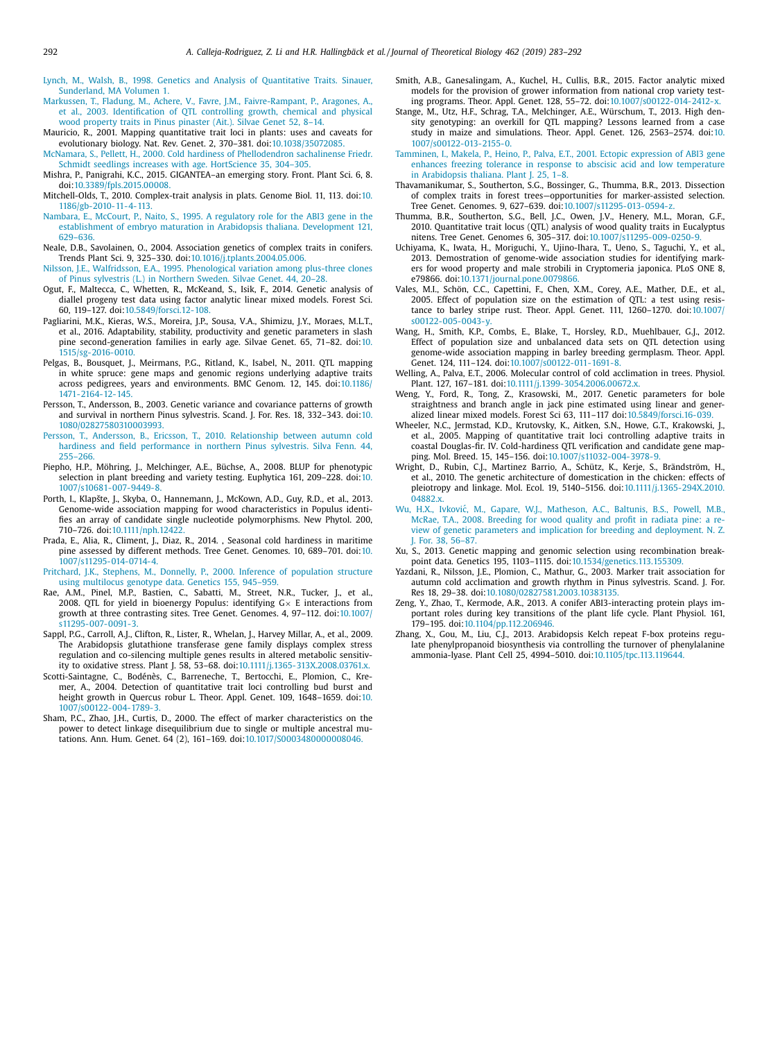Lynch, M., Walsh, B., 1998. Genetics and Analysis of Quantitative Traits. Sinauer, Sunderland, MA Volumen 1.

Markussen, T., Fladung, M., Achere, V., Favre, J.M., Faivre-Rampant, P., Aragones, A., et al., 2003. Identification of QTL controlling growth, chemical and physical wood property traits in Pinus pinaster (Ait.). Silvae Genet 52, 8–14.

Mauricio, R., 2001. Mapping quantitative trait loci in plants: uses and caveats for evolutionary biology. Nat. Rev. Genet. 2, 370–381. doi:10.1038/35072085.

McNamara, S., Pellett, H., 2000. Cold hardiness of Phellodendron sachalinense Friedr. Schmidt seedlings increases with age. HortScience 35, 304–305.

Mishra, P., Panigrahi, K.C., 2015. GIGANTEA–an emerging story. Front. Plant Sci. 6, 8. doi:10.3389/fpls.2015.00008.

Mitchell-Olds, T., 2010. Complex-trait analysis in plats. Genome Biol. 11, 113. doi:10.1186/gb-2010-11-4-113.

Nambara, E., McCourt, P., Naito, S., 1995. A regulatory role for the ABI3 gene in the establishment of embryo maturation in Arabidopsis thaliana. Development 121, 629–636.

Neale, D.B., Savolainen, O., 2004. Association genetics of complex traits in conifers. Trends Plant Sci. 9, 325–330. doi:10.1016/j.tplants.2004.05.006.

Nilsson, J.E., Walfridsson, E.A., 1995. Phenological variation among plus-three clones of Pinus sylvestris (L.) in Northern Sweden. Silvae Genet. 44, 20–28.

Ogut, F., Maltecca, C., Whetten, R., McKeand, S., Isik, F., 2014. Genetic analysis of diallel progeny test data using factor analytic linear mixed models. Forest Sci. 60, 119–127. doi:10.5849/forsci.12-108.

Pagliarini, M.K., Kieras, W.S., Moreira, J.P., Sousa, V.A., Shimizu, J.Y., Moraes, M.L.T., et al., 2016. Adaptability, stability, productivity and genetic parameters in slash pine second-generation families in early age. Silvae Genet. 65, 71–82. doi:10.1515/sg-2016-0010.

Pelgas, B., Bousquet, J., Meirmans, P.G., Ritland, K., Isabel, N., 2011. QTL mapping in white spruce: gene maps and genomic regions underlying adaptive traits across pedigrees, years and environments. BMC Genom. 12, 145. doi:10.1186/1471-2164-12-145.

Persson, T., Andersson, B., 2003. Genetic variance and covariance patterns of growth and survival in northern Pinus sylvestris. Scand. J. For. Res. 18, 332–343. doi:10.1080/02827580310003993.

Persson, T., Andersson, B., Ericsson, T., 2010. Relationship between autumn cold hardiness and field performance in northern Pinus sylvestris. Silva Fenn. 44, 255–266.

Piepho, H.P., Möhring, J., Melchinger, A.E., Büchse, A., 2008. BLUP for phenotypic selection in plant breeding and variety testing. Euphytica 161, 209–228. doi:10.1007/s10681-007-9449-8.

Porth, I., Klapšte, J., Skyba, O., Hannemann, J., McKown, A.D., Guy, R.D., et al., 2013. Genome-wide association mapping for wood characteristics in Populus identifies an array of candidate single nucleotide polymorphisms. New Phytol. 200, 710–726. doi:10.1111/nph.12422.

Prada, E., Alia, R., Climent, J., Diaz, R., 2014. , Seasonal cold hardiness in maritime pine assessed by different methods. Tree Genet. Genomes. 10, 689–701. doi:10.1007/s11295-014-0714-4.

Pritchard, J.K., Stephens, M., Donnelly, P., 2000. Inference of population structure using multilocus genotype data. Genetics 155, 945–959.

Rae, A.M., Pinel, M.P., Bastien, C., Sabatti, M., Street, N.R., Tucker, J., et al., 2008. QTL for yield in bioenergy Populus: identifying G× E interactions from growth at three contrasting sites. Tree Genet. Genomes. 4, 97–112. doi:10.1007/s11295-007-0091-3.

Sappl, P.G., Carroll, A.J., Clifton, R., Lister, R., Whelan, J., Harvey Millar, A., et al., 2009. The Arabidopsis glutathione transferase gene family displays complex stress regulation and co-silencing multiple genes results in altered metabolic sensitivity to oxidative stress. Plant J. 58, 53–68. doi:10.1111/j.1365-313X.2008.03761.x.

Scotti-Saintagne, C., Bodénès, C., Barreneche, T., Bertocchi, E., Plomion, C., Kremer, A., 2004. Detection of quantitative trait loci controlling bud burst and height growth in Quercus robur L. Theor. Appl. Genet. 109, 1648–1659. doi:10.1007/s00122-004-1789-3.

Sham, P.C., Zhao, J.H., Curtis, D., 2000. The effect of marker characteristics on the power to detect linkage disequilibrium due to single or multiple ancestral mutations. Ann. Hum. Genet. 64 (2), 161–169. doi:10.1017/S0003480000008046.

Smith, A.B., Ganesalingam, A., Kuchel, H., Cullis, B.R., 2015. Factor analytic mixed models for the provision of grower information from national crop variety testing programs. Theor. Appl. Genet. 128, 55–72. doi:10.1007/s00122-014-2412-x.

Stange, M., Utz, H.F., Schrag, T.A., Melchinger, A.E., Würschum, T., 2013. High density genotyping: an overkill for QTL mapping? Lessons learned from a case study in maize and simulations. Theor. Appl. Genet. 126, 2563–2574. doi:10.1007/s00122-013-2155-0.

Tamminen, I., Makela, P., Heino, P., Palva, E.T., 2001. Ectopic expression of ABI3 gene enhances freezing tolerance in response to abscisic acid and low temperature in Arabidopsis thaliana. Plant J. 25, 1–8.

Thavamanikumar, S., Southerton, S.G., Bossinger, G., Thumma, B.R., 2013. Dissection of complex traits in forest trees—opportunities for marker-assisted selection. Tree Genet. Genomes. 9, 627–639. doi:10.1007/s11295-013-0594-z.

Thumma, B.R., Southerton, S.G., Bell, J.C., Owen, J.V., Henery, M.L., Moran, G.F., 2010. Quantitative trait locus (QTL) analysis of wood quality traits in Eucalyptus nitens. Tree Genet. Genomes 6, 305–317. doi:10.1007/s11295-009-0250-9.

Uchiyama, K., Iwata, H., Moriguchi, Y., Ujino-Ihara, T., Ueno, S., Taguchi, Y., et al., 2013. Demostration of genome-wide association studies for identifying markers for wood property and male strobili in Cryptomeria japonica. PLoS ONE 8, e79866. doi:10.1371/journal.pone.0079866.

Vales, M.I., Schön, C.C., Capettini, F., Chen, X.M., Corey, A.E., Mather, D.E., et al., 2005. Effect of population size on the estimation of QTL: a test using resistance to barley stripe rust. Theor. Appl. Genet. 111, 1260–1270. doi:10.1007/s00122-005-0043-y.

Wang, H., Smith, K.P., Combs, E., Blake, T., Horsley, R.D., Muehlbauer, G.J., 2012. Effect of population size and unbalanced data sets on QTL detection using genome-wide association mapping in barley breeding germplasm. Theor. Appl. Genet. 124, 111–124. doi:10.1007/s00122-011-1691-8.

Welling, A., Palva, E.T., 2006. Molecular control of cold acclimation in trees. Physiol. Plant. 127, 167–181. doi:10.1111/j.1399-3054.2006.00672.x.

Weng, Y., Ford, R., Tong, Z., Krasowski, M., 2017. Genetic parameters for bole straightness and branch angle in jack pine estimated using linear and generalized linear mixed models. Forest Sci 63, 111–117 doi:10.5849/forsci.16-039.

Wheeler, N.C., Jermstad, K.D., Krutovsky, K., Aitken, S.N., Howe, G.T., Krakowski, J., et al., 2005. Mapping of quantitative trait loci controlling adaptive traits in coastal Douglas-fir. IV. Cold-hardiness QTL verification and candidate gene mapping. Mol. Breed. 15, 145–156. doi:10.1007/s11032-004-3978-9.

Wright, D., Rubin, C.J., Martinez Barrio, A., Schütz, K., Kerje, S., Brändström, H., et al., 2010. The genetic architecture of domestication in the chicken: effects of pleiotropy and linkage. Mol. Ecol. 19, 5140–5156. doi:10.1111/j.1365-294X.2010.04882.x.

Wu, H.X., Ivković, M., Gapare, W.J., Matheson, A.C., Baltunis, B.S., Powell, M.B., McRae, T.A., 2008. Breeding for wood quality and profit in radiata pine: a review of genetic parameters and implication for breeding and deployment. N. Z. J. For. 38, 56–87.

Xu, S., 2013. Genetic mapping and genomic selection using recombination breakpoint data. Genetics 195, 1103–1115. doi:10.1534/genetics.113.155309.

Yazdani, R., Nilsson, J.E., Plomion, C., Mathur, G., 2003. Marker trait association for autumn cold acclimation and growth rhythm in Pinus sylvestris. Scand. J. For. Res 18, 29–38. doi:10.1080/02827581.2003.10383135.

Zeng, Y., Zhao, T., Kermode, A.R., 2013. A conifer ABI3-interacting protein plays important roles during key transitions of the plant life cycle. Plant Physiol. 161, 179–195. doi:10.1104/pp.112.206946.

Zhang, X., Gou, M., Liu, C.J., 2013. Arabidopsis Kelch repeat F-box proteins regulate phenylpropanoid biosynthesis via controlling the turnover of phenylalanine ammonia-lyase. Plant Cell 25, 4994–5010. doi:10.1105/tpc.113.119644.